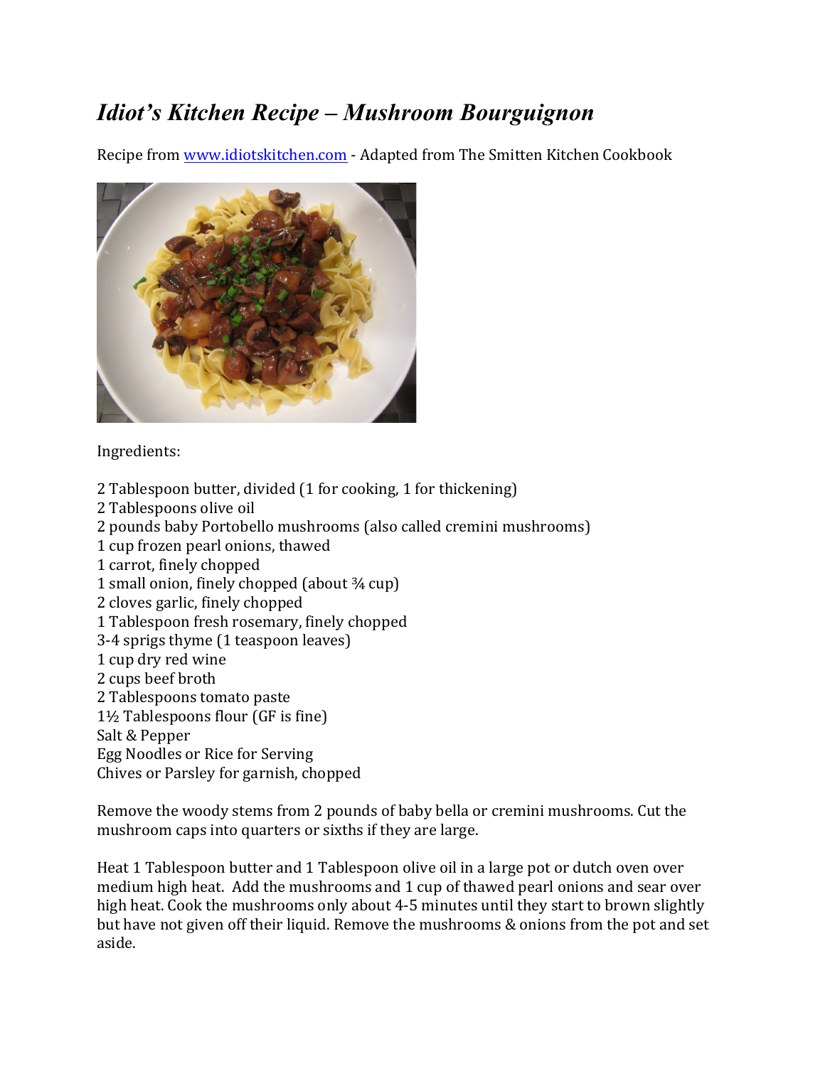# *Idiot's Kitchen Recipe – Mushroom Bourguignon*

Recipe from [www.idiotskitchen.com](http://www.idiotskitchen.com) - Adapted from The Smitten Kitchen Cookbook

Ingredients:

2 Tablespoon butter, divided (1 for cooking, 1 for thickening)
2 Tablespoons olive oil
2 pounds baby Portobello mushrooms (also called cremini mushrooms)
1 cup frozen pearl onions, thawed
1 carrot, finely chopped
1 small onion, finely chopped (about ¾ cup)
2 cloves garlic, finely chopped
1 Tablespoon fresh rosemary, finely chopped
3-4 sprigs thyme (1 teaspoon leaves)
1 cup dry red wine
2 cups beef broth
2 Tablespoons tomato paste
1½ Tablespoons flour (GF is fine)
Salt & Pepper
Egg Noodles or Rice for Serving
Chives or Parsley for garnish, chopped

Remove the woody stems from 2 pounds of baby bella or cremini mushrooms. Cut the mushroom caps into quarters or sixths if they are large.

Heat 1 Tablespoon butter and 1 Tablespoon olive oil in a large pot or dutch oven over medium high heat. Add the mushrooms and 1 cup of thawed pearl onions and sear over high heat. Cook the mushrooms only about 4-5 minutes until they start to brown slightly but have not given off their liquid. Remove the mushrooms & onions from the pot and set aside.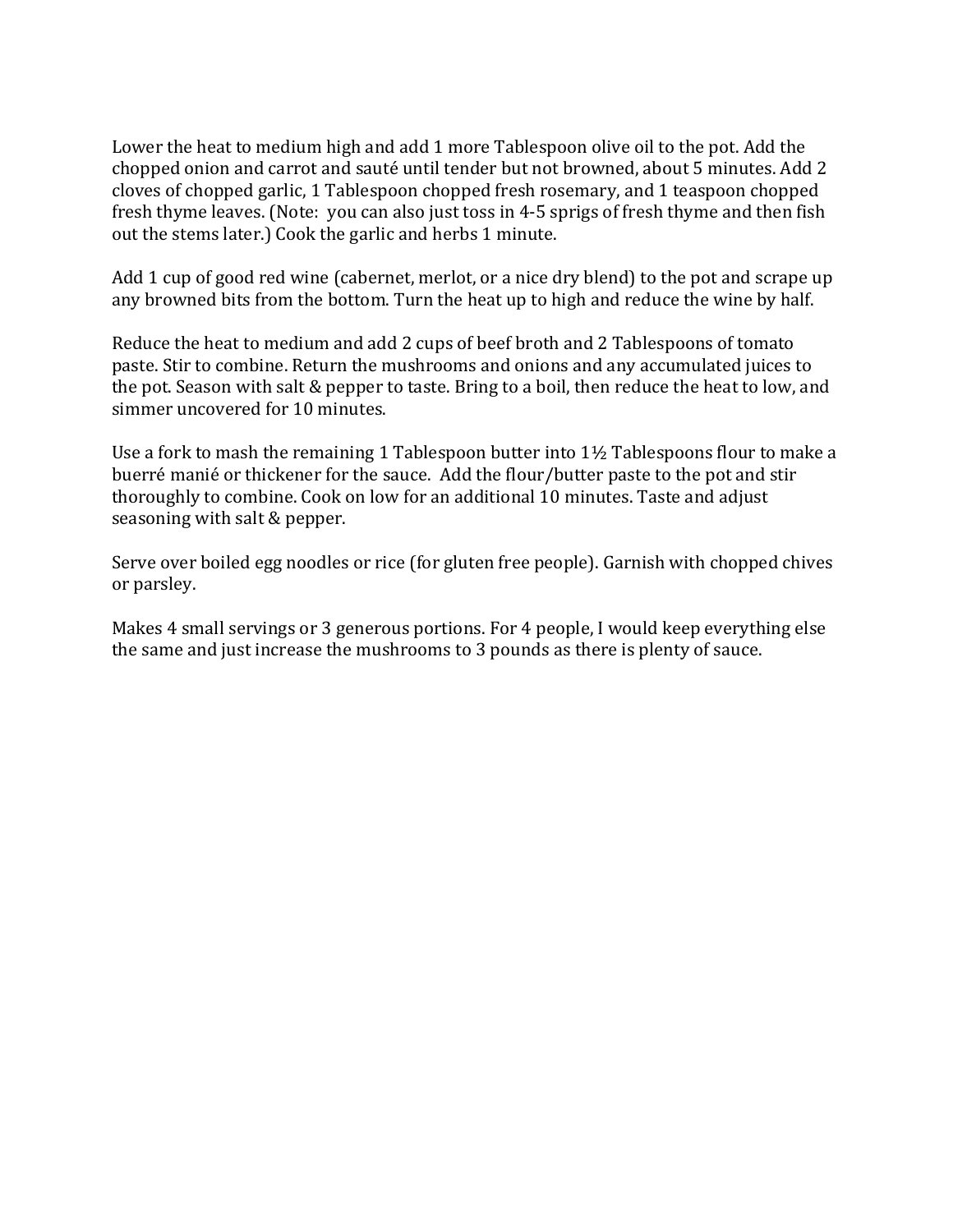Lower the heat to medium high and add 1 more Tablespoon olive oil to the pot. Add the chopped onion and carrot and sauté until tender but not browned, about 5 minutes. Add 2 cloves of chopped garlic, 1 Tablespoon chopped fresh rosemary, and 1 teaspoon chopped fresh thyme leaves. (Note: you can also just toss in 4-5 sprigs of fresh thyme and then fish out the stems later.) Cook the garlic and herbs 1 minute.

Add 1 cup of good red wine (cabernet, merlot, or a nice dry blend) to the pot and scrape up any browned bits from the bottom. Turn the heat up to high and reduce the wine by half.

Reduce the heat to medium and add 2 cups of beef broth and 2 Tablespoons of tomato paste. Stir to combine. Return the mushrooms and onions and any accumulated juices to the pot. Season with salt & pepper to taste. Bring to a boil, then reduce the heat to low, and simmer uncovered for 10 minutes.

Use a fork to mash the remaining 1 Tablespoon butter into 1½ Tablespoons flour to make a buerré manié or thickener for the sauce. Add the flour/butter paste to the pot and stir thoroughly to combine. Cook on low for an additional 10 minutes. Taste and adjust seasoning with salt & pepper.

Serve over boiled egg noodles or rice (for gluten free people). Garnish with chopped chives or parsley.

Makes 4 small servings or 3 generous portions. For 4 people, I would keep everything else the same and just increase the mushrooms to 3 pounds as there is plenty of sauce.